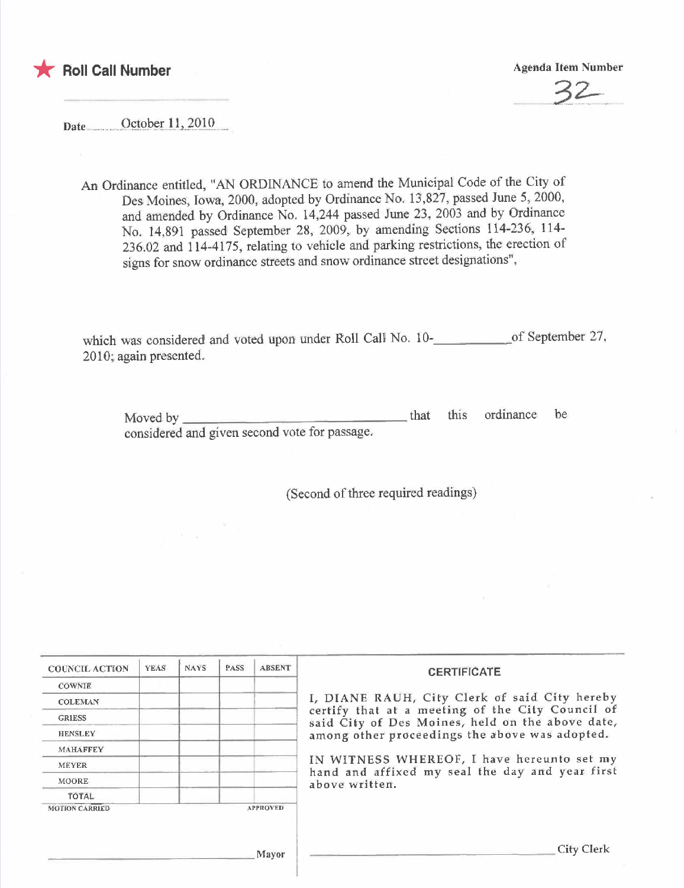★ **Roll Call Number**

**Agenda Item Number**

32

Date October 11, 2010

An Ordinance entitled, "AN ORDINANCE to amend the Municipal Code of the City of Des Moines, Iowa, 2000, adopted by Ordinance No. 13,827, passed June 5, 2000, and amended by Ordinance No. 14,244 passed June 23, 2003 and by Ordinance No. 14,891 passed September 28, 2009, by amending Sections 114-236, 114-236.02 and 114-4175, relating to vehicle and parking restrictions, the erection of signs for snow ordinance streets and snow ordinance street designations",

which was considered and voted upon under Roll Call No. 10-__________ of September 27, 2010; again presented.

Moved by ________________________________ that this ordinance be considered and given second vote for passage.

(Second of three required readings)

| COUNCIL ACTION | YEAS | NAYS | PASS | ABSENT |
|---|---|---|---|---|
| COWNIE | | | | |
| COLEMAN | | | | |
| GRIESS | | | | |
| HENSLEY | | | | |
| MAHAFFEY | | | | |
| MEYER | | | | |
| MOORE | | | | |
| TOTAL | | | | |

MOTION CARRIED APPROVED

_______________________________ Mayor

**CERTIFICATE**

I, DIANE RAUH, City Clerk of said City hereby certify that at a meeting of the City Council of said City of Des Moines, held on the above date, among other proceedings the above was adopted.

IN WITNESS WHEREOF, I have hereunto set my hand and affixed my seal the day and year first above written.

_______________________________ City Clerk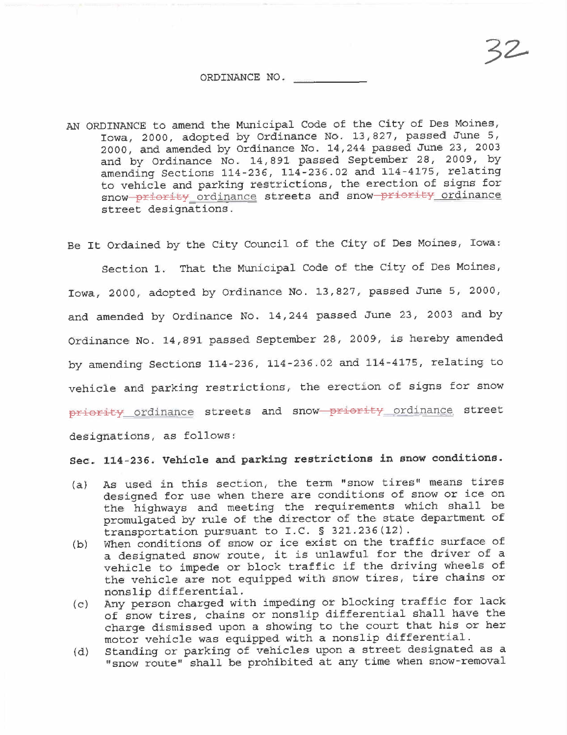ORDINANCE NO. ___________

AN ORDINANCE to amend the Municipal Code of the City of Des Moines, Iowa, 2000, adopted by Ordinance No. 13,827, passed June 5, 2000, and amended by Ordinance No. 14,244 passed June 23, 2003 and by Ordinance No. 14,891 passed September 28, 2009, by amending Sections 114-236, 114-236.02 and 114-4175, relating to vehicle and parking restrictions, the erection of signs for snow ~~priority~~ ordinance streets and snow ~~priority~~ ordinance street designations.

Be It Ordained by the City Council of the City of Des Moines, Iowa:

Section 1. That the Municipal Code of the City of Des Moines, Iowa, 2000, adopted by Ordinance No. 13,827, passed June 5, 2000, and amended by Ordinance No. 14,244 passed June 23, 2003 and by Ordinance No. 14,891 passed September 28, 2009, is hereby amended by amending Sections 114-236, 114-236.02 and 114-4175, relating to vehicle and parking restrictions, the erection of signs for snow ~~priority~~ ordinance streets and snow ~~priority~~ ordinance street designations, as follows:

**Sec. 114-236. Vehicle and parking restrictions in snow conditions.**

(a) As used in this section, the term "snow tires" means tires designed for use when there are conditions of snow or ice on the highways and meeting the requirements which shall be promulgated by rule of the director of the state department of transportation pursuant to I.C. § 321.236(12).

(b) When conditions of snow or ice exist on the traffic surface of a designated snow route, it is unlawful for the driver of a vehicle to impede or block traffic if the driving wheels of the vehicle are not equipped with snow tires, tire chains or nonslip differential.

(c) Any person charged with impeding or blocking traffic for lack of snow tires, chains or nonslip differential shall have the charge dismissed upon a showing to the court that his or her motor vehicle was equipped with a nonslip differential.

(d) Standing or parking of vehicles upon a street designated as a "snow route" shall be prohibited at any time when snow-removal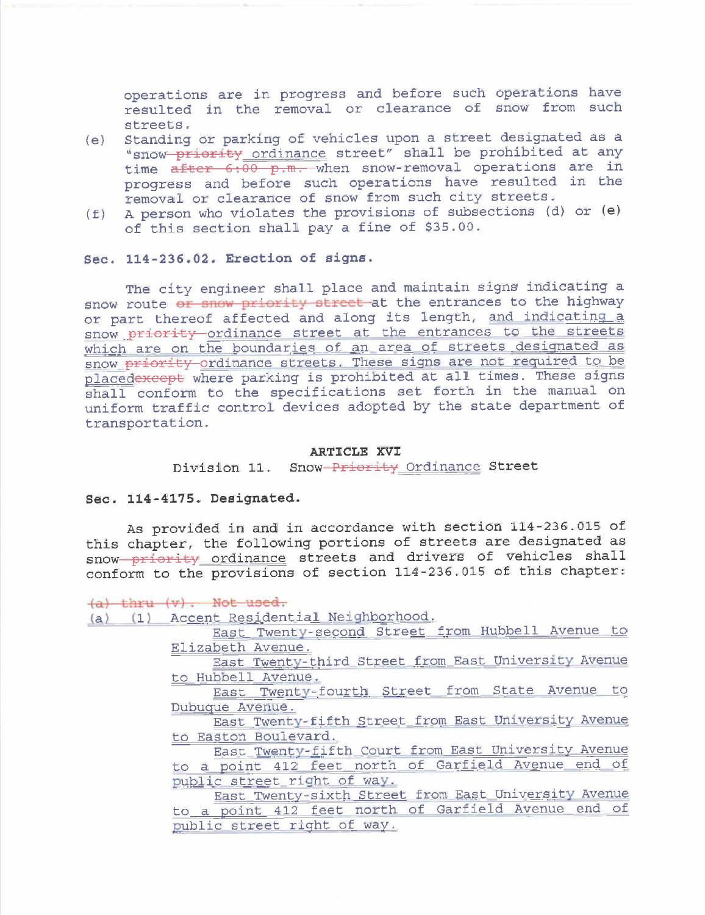operations are in progress and before such operations have resulted in the removal or clearance of snow from such streets.

(e) Standing or parking of vehicles upon a street designated as a "snow ~~priority~~ ordinance street" shall be prohibited at any time ~~after 6:00 p.m.~~ when snow-removal operations are in progress and before such operations have resulted in the removal or clearance of snow from such city streets.

(f) A person who violates the provisions of subsections (d) or (e) of this section shall pay a fine of $35.00.

**Sec. 114-236.02. Erection of signs.**

The city engineer shall place and maintain signs indicating a snow route ~~or snow priority street~~ at the entrances to the highway or part thereof affected and along its length, and indicating a snow ~~priority~~ ordinance street at the entrances to the streets which are on the boundaries of an area of streets designated as snow ~~priority~~ ordinance streets. These signs are not required to be placed~~except~~ where parking is prohibited at all times. These signs shall conform to the specifications set forth in the manual on uniform traffic control devices adopted by the state department of transportation.

**ARTICLE XVI**

Division 11. Snow ~~Priority~~ Ordinance Street

**Sec. 114-4175. Designated.**

As provided in and in accordance with section 114-236.015 of this chapter, the following portions of streets are designated as snow ~~priority~~ ordinance streets and drivers of vehicles shall conform to the provisions of section 114-236.015 of this chapter:

~~(a) thru (v). Not used.~~

(a) (1) Accent Residential Neighborhood.

East Twenty-second Street from Hubbell Avenue to Elizabeth Avenue.

East Twenty-third Street from East University Avenue to Hubbell Avenue.

East Twenty-fourth Street from State Avenue to Dubuque Avenue.

East Twenty-fifth Street from East University Avenue to Easton Boulevard.

East Twenty-fifth Court from East University Avenue to a point 412 feet north of Garfield Avenue end of public street right of way.

East Twenty-sixth Street from East University Avenue to a point 412 feet north of Garfield Avenue end of public street right of way.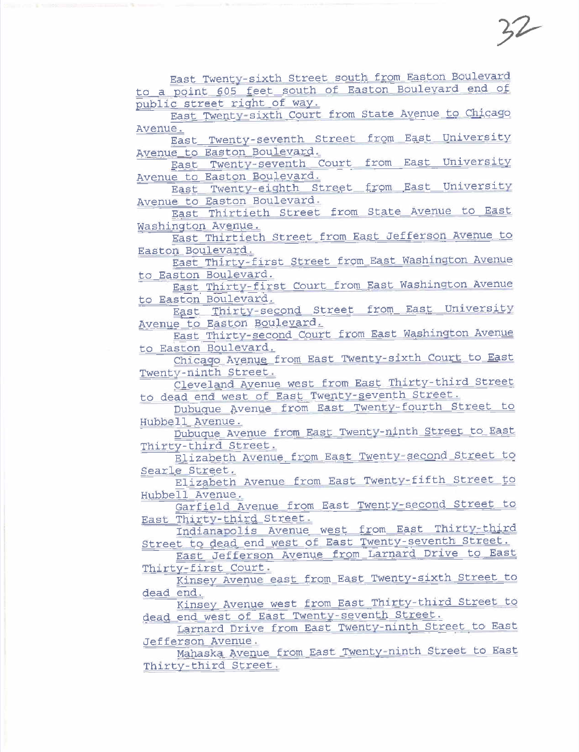East Twenty-sixth Street south from Easton Boulevard to a point 605 feet south of Easton Boulevard end of public street right of way.

East Twenty-sixth Court from State Avenue to Chicago Avenue.

East Twenty-seventh Street from East University Avenue to Easton Boulevard.

East Twenty-seventh Court from East University Avenue to Easton Boulevard.

East Twenty-eighth Street from East University Avenue to Easton Boulevard.

East Thirtieth Street from State Avenue to East Washington Avenue.

East Thirtieth Street from East Jefferson Avenue to Easton Boulevard.

East Thirty-first Street from East Washington Avenue to Easton Boulevard.

East Thirty-first Court from East Washington Avenue to Easton Boulevard.

East Thirty-second Street from East University Avenue to Easton Boulevard.

East Thirty-second Court from East Washington Avenue to Easton Boulevard.

Chicago Avenue from East Twenty-sixth Court to East Twenty-ninth Street.

Cleveland Avenue west from East Thirty-third Street to dead end west of East Twenty-seventh Street.

Dubuque Avenue from East Twenty-fourth Street to Hubbell Avenue.

Dubuque Avenue from East Twenty-ninth Street to East Thirty-third Street.

Elizabeth Avenue from East Twenty-second Street to Searle Street.

Elizabeth Avenue from East Twenty-fifth Street to Hubbell Avenue.

Garfield Avenue from East Twenty-second Street to East Thirty-third Street.

Indianapolis Avenue west from East Thirty-third Street to dead end west of East Twenty-seventh Street.

East Jefferson Avenue from Larnard Drive to East Thirty-first Court.

Kinsey Avenue east from East Twenty-sixth Street to dead end.

Kinsey Avenue west from East Thirty-third Street to dead end west of East Twenty-seventh Street.

Larnard Drive from East Twenty-ninth Street to East Jefferson Avenue.

Mahaska Avenue from East Twenty-ninth Street to East Thirty-third Street.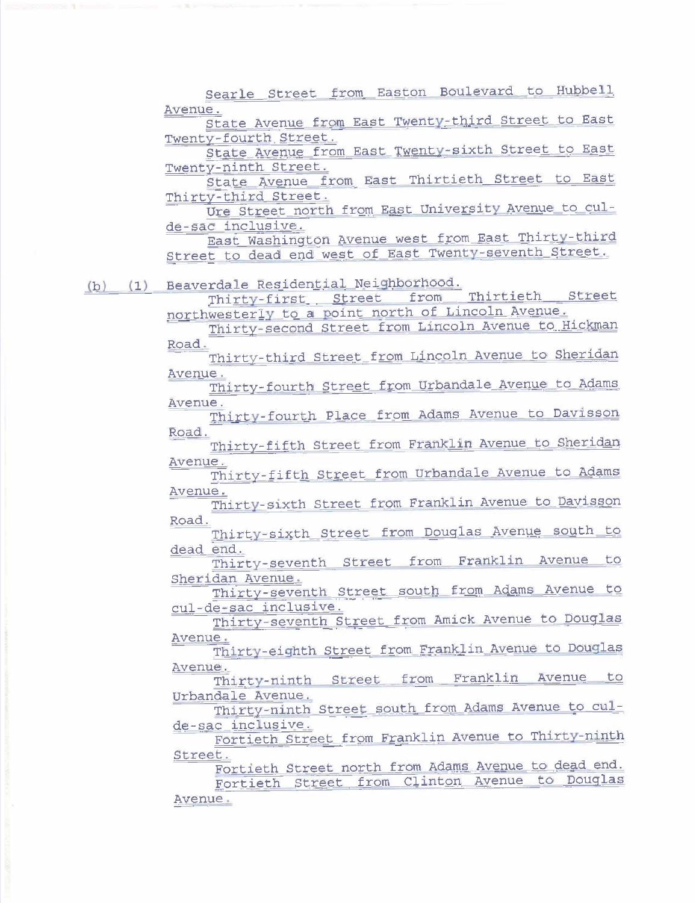Searle Street from Easton Boulevard to Hubbell Avenue.

State Avenue from East Twenty-third Street to East Twenty-fourth Street.

State Avenue from East Twenty-sixth Street to East Twenty-ninth Street.

State Avenue from East Thirtieth Street to East Thirty-third Street.

Ure Street north from East University Avenue to cul-de-sac inclusive.

East Washington Avenue west from East Thirty-third Street to dead end west of East Twenty-seventh Street.

(b) (1) Beaverdale Residential Neighborhood.

Thirty-first Street from Thirtieth Street northwesterly to a point north of Lincoln Avenue.

Thirty-second Street from Lincoln Avenue to Hickman Road.

Thirty-third Street from Lincoln Avenue to Sheridan Avenue.

Thirty-fourth Street from Urbandale Avenue to Adams Avenue.

Thirty-fourth Place from Adams Avenue to Davisson Road.

Thirty-fifth Street from Franklin Avenue to Sheridan Avenue.

Thirty-fifth Street from Urbandale Avenue to Adams Avenue.

Thirty-sixth Street from Franklin Avenue to Davisson Road.

Thirty-sixth Street from Douglas Avenue south to dead end.

Thirty-seventh Street from Franklin Avenue to Sheridan Avenue.

Thirty-seventh Street south from Adams Avenue to cul-de-sac inclusive.

Thirty-seventh Street from Amick Avenue to Douglas Avenue.

Thirty-eighth Street from Franklin Avenue to Douglas Avenue.

Thirty-ninth Street from Franklin Avenue to Urbandale Avenue.

Thirty-ninth Street south from Adams Avenue to cul-de-sac inclusive.

Fortieth Street from Franklin Avenue to Thirty-ninth Street.

Fortieth Street north from Adams Avenue to dead end.

Fortieth Street from Clinton Avenue to Douglas Avenue.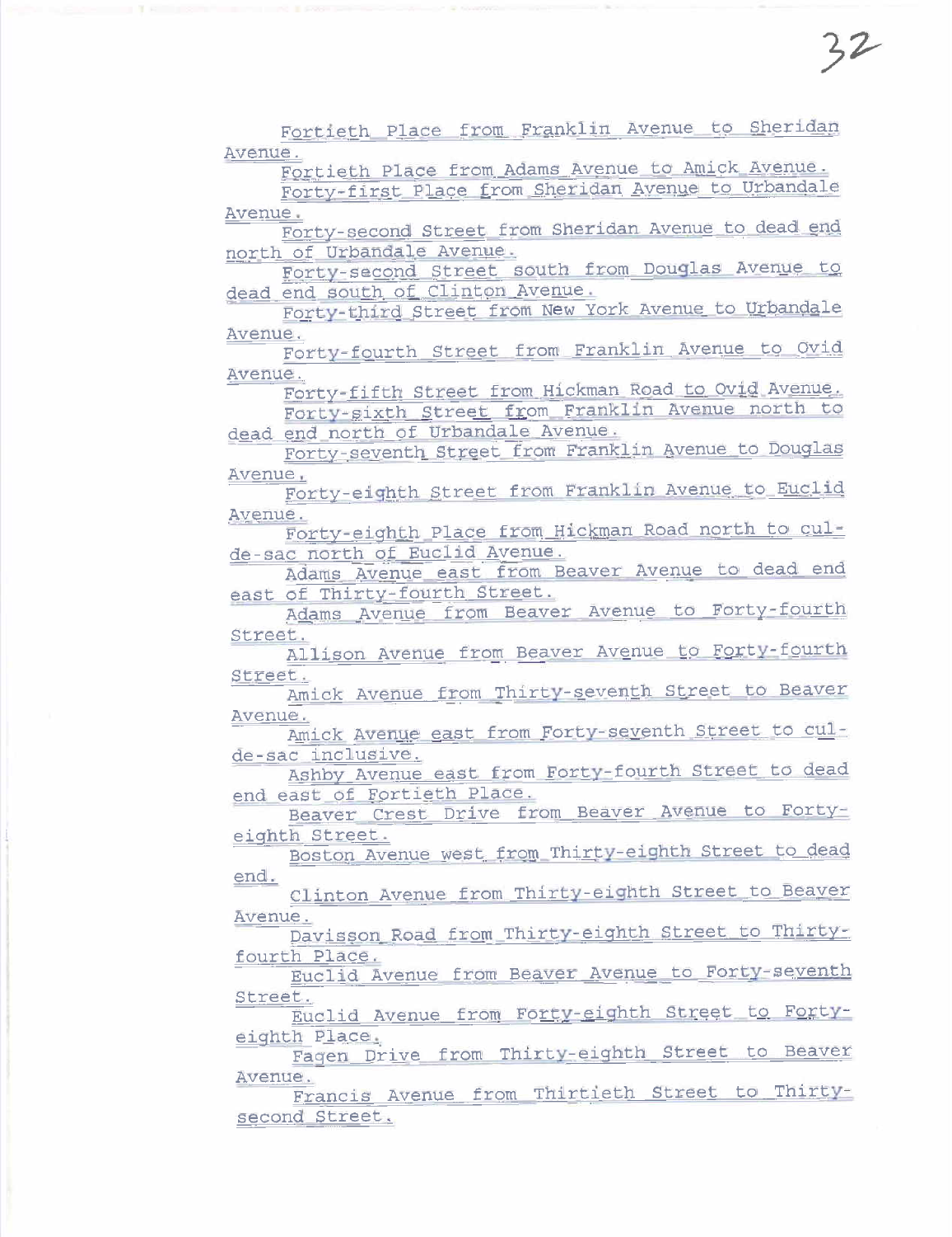Fortieth Place from Franklin Avenue to Sheridan Avenue.

Fortieth Place from Adams Avenue to Amick Avenue.

Forty-first Place from Sheridan Avenue to Urbandale Avenue.

Forty-second Street from Sheridan Avenue to dead end north of Urbandale Avenue.

Forty-second Street south from Douglas Avenue to dead end south of Clinton Avenue.

Forty-third Street from New York Avenue to Urbandale Avenue.

Forty-fourth Street from Franklin Avenue to Ovid Avenue.

Forty-fifth Street from Hickman Road to Ovid Avenue.

Forty-sixth Street from Franklin Avenue north to dead end north of Urbandale Avenue.

Forty-seventh Street from Franklin Avenue to Douglas Avenue.

Forty-eighth Street from Franklin Avenue to Euclid Avenue.

Forty-eighth Place from Hickman Road north to cul-de-sac north of Euclid Avenue.

Adams Avenue east from Beaver Avenue to dead end east of Thirty-fourth Street.

Adams Avenue from Beaver Avenue to Forty-fourth Street.

Allison Avenue from Beaver Avenue to Forty-fourth Street.

Amick Avenue from Thirty-seventh Street to Beaver Avenue.

Amick Avenue east from Forty-seventh Street to cul-de-sac inclusive.

Ashby Avenue east from Forty-fourth Street to dead end east of Fortieth Place.

Beaver Crest Drive from Beaver Avenue to Forty-eighth Street.

Boston Avenue west from Thirty-eighth Street to dead end.

Clinton Avenue from Thirty-eighth Street to Beaver Avenue.

Davisson Road from Thirty-eighth Street to Thirty-fourth Place.

Euclid Avenue from Beaver Avenue to Forty-seventh Street.

Euclid Avenue from Forty-eighth Street to Forty-eighth Place.

Fagen Drive from Thirty-eighth Street to Beaver Avenue.

Francis Avenue from Thirtieth Street to Thirty-second Street.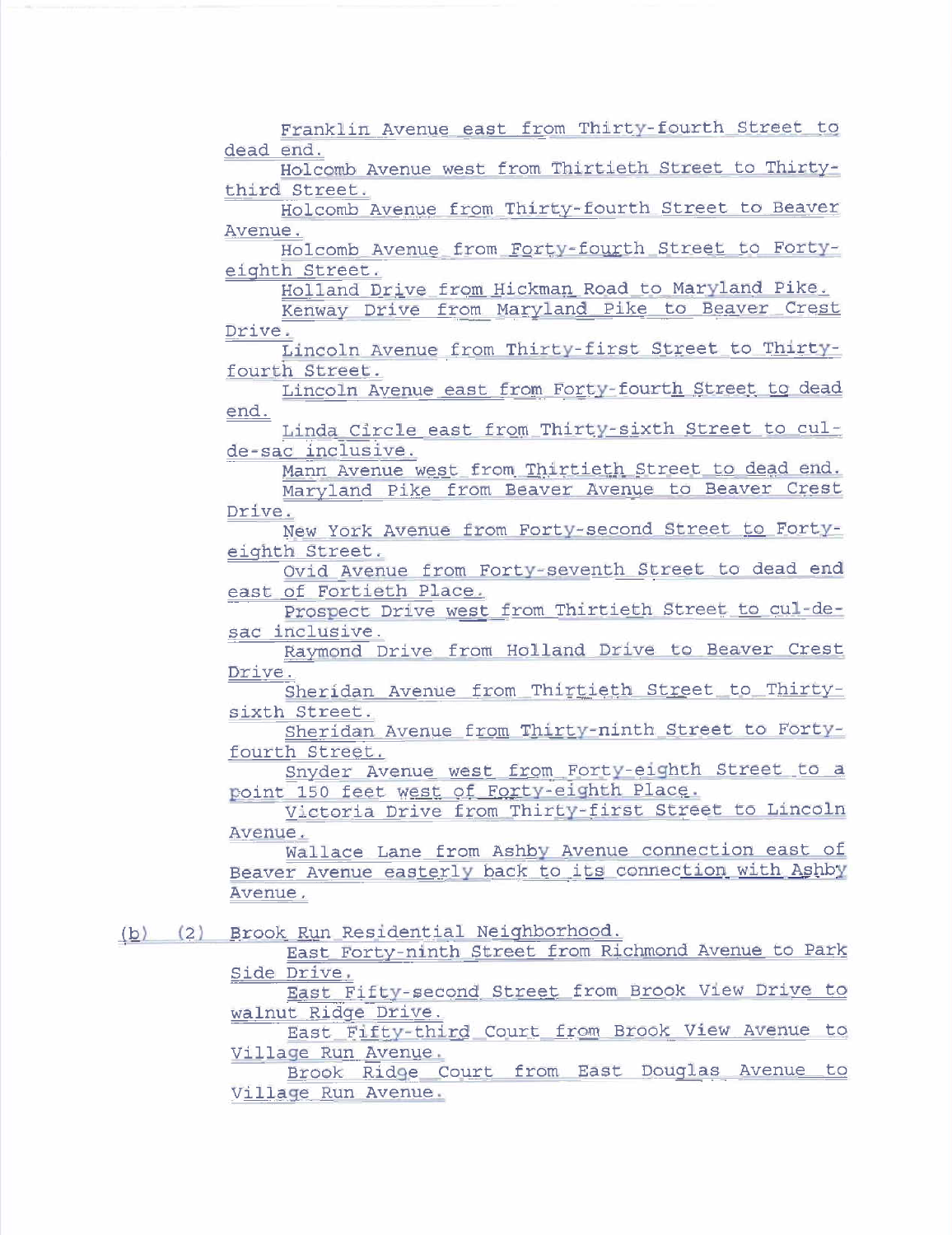Franklin Avenue east from Thirty-fourth Street to dead end.

Holcomb Avenue west from Thirtieth Street to Thirty-third Street.

Holcomb Avenue from Thirty-fourth Street to Beaver Avenue.

Holcomb Avenue from Forty-fourth Street to Forty-eighth Street.

Holland Drive from Hickman Road to Maryland Pike.

Kenway Drive from Maryland Pike to Beaver Crest Drive.

Lincoln Avenue from Thirty-first Street to Thirty-fourth Street.

Lincoln Avenue east from Forty-fourth Street to dead end.

Linda Circle east from Thirty-sixth Street to cul-de-sac inclusive.

Mann Avenue west from Thirtieth Street to dead end.

Maryland Pike from Beaver Avenue to Beaver Crest Drive.

New York Avenue from Forty-second Street to Forty-eighth Street.

Ovid Avenue from Forty-seventh Street to dead end east of Fortieth Place.

Prospect Drive west from Thirtieth Street to cul-de-sac inclusive.

Raymond Drive from Holland Drive to Beaver Crest Drive.

Sheridan Avenue from Thirtieth Street to Thirty-sixth Street.

Sheridan Avenue from Thirty-ninth Street to Forty-fourth Street.

Snyder Avenue west from Forty-eighth Street to a point 150 feet west of Forty-eighth Place.

Victoria Drive from Thirty-first Street to Lincoln Avenue.

Wallace Lane from Ashby Avenue connection east of Beaver Avenue easterly back to its connection with Ashby Avenue.

(b) (2) Brook Run Residential Neighborhood.

East Forty-ninth Street from Richmond Avenue to Park Side Drive.

East Fifty-second Street from Brook View Drive to walnut Ridge Drive.

East Fifty-third Court from Brook View Avenue to Village Run Avenue.

Brook Ridge Court from East Douglas Avenue to Village Run Avenue.